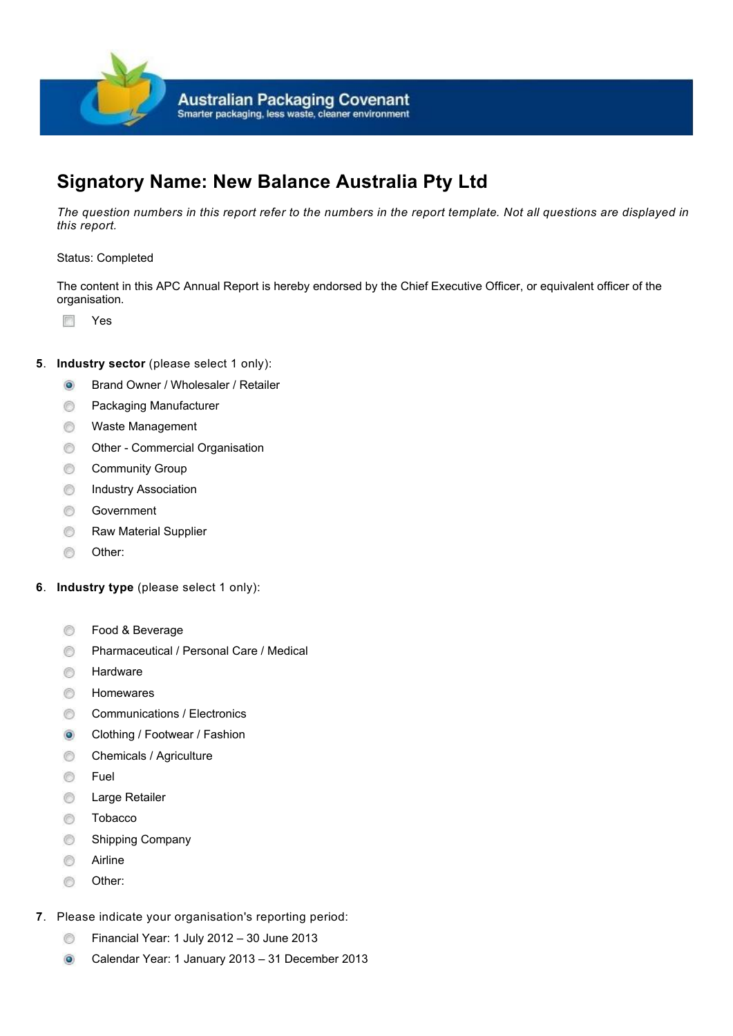Australian Packaging Covenant
Smarter packaging, less waste, cleaner environment

# Signatory Name: New Balance Australia Pty Ltd

*The question numbers in this report refer to the numbers in the report template. Not all questions are displayed in this report.*

Status: Completed

The content in this APC Annual Report is hereby endorsed by the Chief Executive Officer, or equivalent officer of the organisation.

- [ ] Yes

**5**. **Industry sector** (please select 1 only):

- (●) Brand Owner / Wholesaler / Retailer
- ( ) Packaging Manufacturer
- ( ) Waste Management
- ( ) Other - Commercial Organisation
- ( ) Community Group
- ( ) Industry Association
- ( ) Government
- ( ) Raw Material Supplier
- ( ) Other:

**6**. **Industry type** (please select 1 only):

- ( ) Food & Beverage
- ( ) Pharmaceutical / Personal Care / Medical
- ( ) Hardware
- ( ) Homewares
- ( ) Communications / Electronics
- (●) Clothing / Footwear / Fashion
- ( ) Chemicals / Agriculture
- ( ) Fuel
- ( ) Large Retailer
- ( ) Tobacco
- ( ) Shipping Company
- ( ) Airline
- ( ) Other:

**7**. Please indicate your organisation's reporting period:

- ( ) Financial Year: 1 July 2012 – 30 June 2013
- (●) Calendar Year: 1 January 2013 – 31 December 2013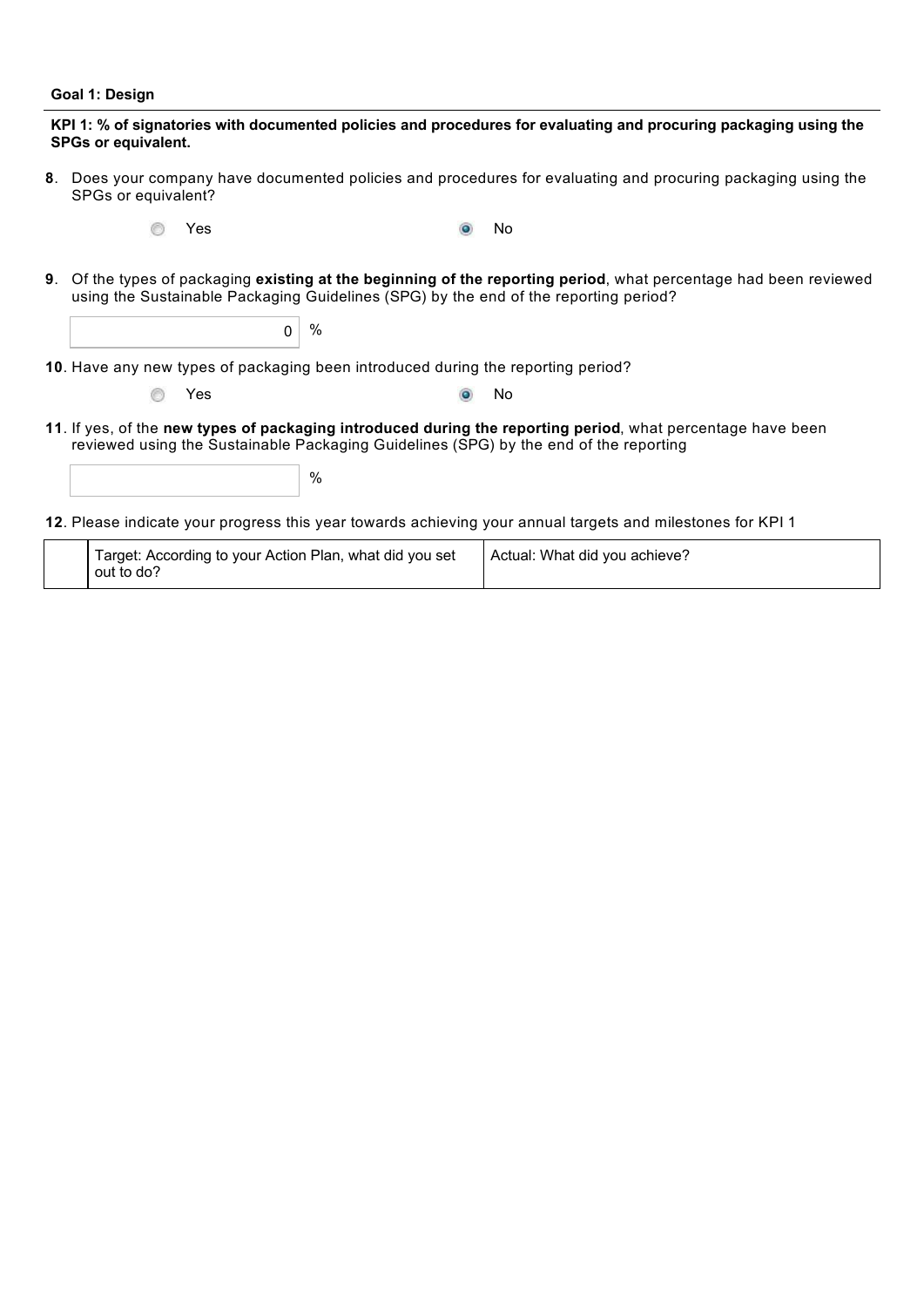**Goal 1: Design**

**KPI 1: % of signatories with documented policies and procedures for evaluating and procuring packaging using the SPGs or equivalent.**

**8**. Does your company have documented policies and procedures for evaluating and procuring packaging using the SPGs or equivalent?

- ( ) Yes
- (•) No

**9**. Of the types of packaging **existing at the beginning of the reporting period**, what percentage had been reviewed using the Sustainable Packaging Guidelines (SPG) by the end of the reporting period?

0 %

**10**. Have any new types of packaging been introduced during the reporting period?

- ( ) Yes
- (•) No

**11**. If yes, of the **new types of packaging introduced during the reporting period**, what percentage have been reviewed using the Sustainable Packaging Guidelines (SPG) by the end of the reporting

%

**12**. Please indicate your progress this year towards achieving your annual targets and milestones for KPI 1

| | Target: According to your Action Plan, what did you set out to do? | Actual: What did you achieve? |
|---|---|---|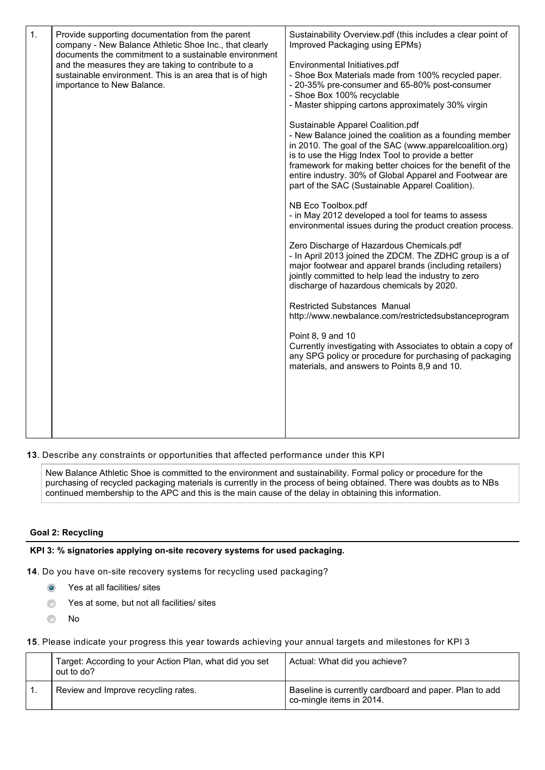| | | |
|---|---|---|
| 1. | Provide supporting documentation from the parent company - New Balance Athletic Shoe Inc., that clearly documents the commitment to a sustainable environment and the measures they are taking to contribute to a sustainable environment. This is an area that is of high importance to New Balance. | Sustainability Overview.pdf (this includes a clear point of Improved Packaging using EPMs)<br><br>Environmental Initiatives.pdf<br>- Shoe Box Materials made from 100% recycled paper.<br>- 20-35% pre-consumer and 65-80% post-consumer<br>- Shoe Box 100% recyclable<br>- Master shipping cartons approximately 30% virgin<br><br>Sustainable Apparel Coalition.pdf<br>- New Balance joined the coalition as a founding member in 2010. The goal of the SAC (www.apparelcoalition.org) is to use the Higg Index Tool to provide a better framework for making better choices for the benefit of the entire industry. 30% of Global Apparel and Footwear are part of the SAC (Sustainable Apparel Coalition).<br><br>NB Eco Toolbox.pdf<br>- in May 2012 developed a tool for teams to assess environmental issues during the product creation process.<br><br>Zero Discharge of Hazardous Chemicals.pdf<br>- In April 2013 joined the ZDCM. The ZDHC group is a of major footwear and apparel brands (including retailers) jointly committed to help lead the industry to zero discharge of hazardous chemicals by 2020.<br><br>Restricted Substances Manual<br>http://www.newbalance.com/restrictedsubstanceprogram<br><br>Point 8, 9 and 10<br>Currently investigating with Associates to obtain a copy of any SPG policy or procedure for purchasing of packaging materials, and answers to Points 8,9 and 10. |

**13**. Describe any constraints or opportunities that affected performance under this KPI

New Balance Athletic Shoe is committed to the environment and sustainability. Formal policy or procedure for the purchasing of recycled packaging materials is currently in the process of being obtained. There was doubts as to NBs continued membership to the APC and this is the main cause of the delay in obtaining this information.

**Goal 2: Recycling**

**KPI 3: % signatories applying on-site recovery systems for used packaging.**

**14**. Do you have on-site recovery systems for recycling used packaging?

- (•) Yes at all facilities/ sites
- ( ) Yes at some, but not all facilities/ sites
- ( ) No

**15**. Please indicate your progress this year towards achieving your annual targets and milestones for KPI 3

| | Target: According to your Action Plan, what did you set out to do? | Actual: What did you achieve? |
|---|---|---|
| 1. | Review and Improve recycling rates. | Baseline is currently cardboard and paper. Plan to add co-mingle items in 2014. |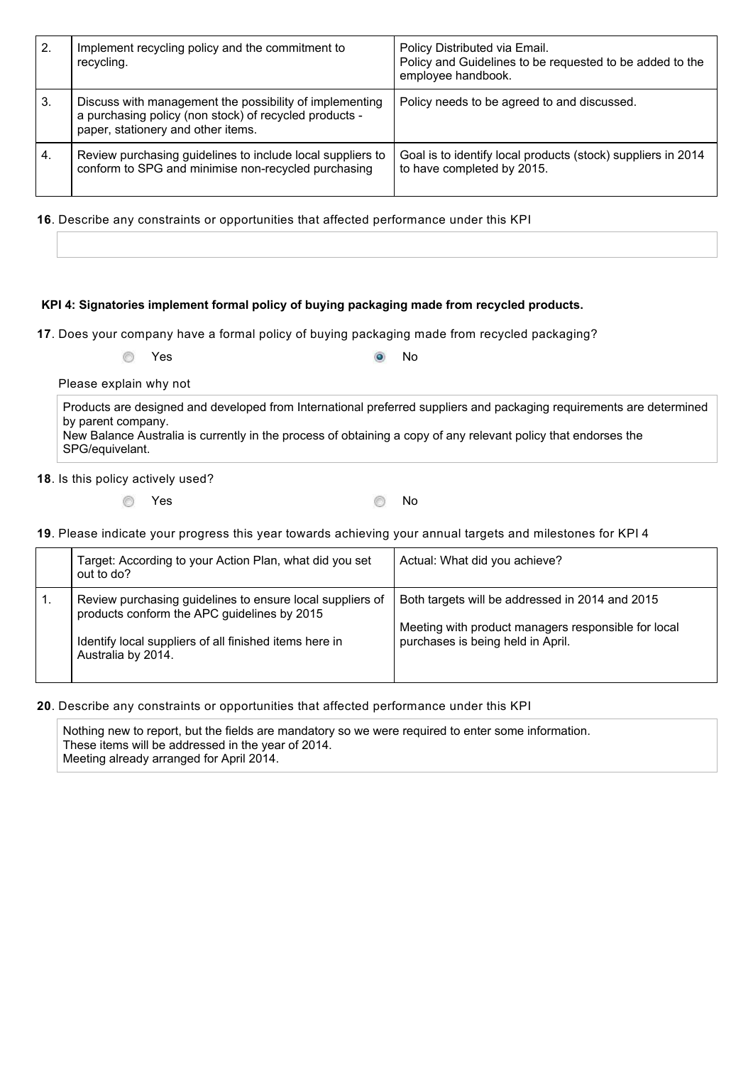| | | |
|---|---|---|
| 2. | Implement recycling policy and the commitment to recycling. | Policy Distributed via Email.<br>Policy and Guidelines to be requested to be added to the employee handbook. |
| 3. | Discuss with management the possibility of implementing a purchasing policy (non stock) of recycled products - paper, stationery and other items. | Policy needs to be agreed to and discussed. |
| 4. | Review purchasing guidelines to include local suppliers to conform to SPG and minimise non-recycled purchasing | Goal is to identify local products (stock) suppliers in 2014 to have completed by 2015. |

**16**. Describe any constraints or opportunities that affected performance under this KPI

**KPI 4: Signatories implement formal policy of buying packaging made from recycled products.**

**17**. Does your company have a formal policy of buying packaging made from recycled packaging?

- ○ Yes
- ● No

Please explain why not

Products are designed and developed from International preferred suppliers and packaging requirements are determined by parent company.
New Balance Australia is currently in the process of obtaining a copy of any relevant policy that endorses the SPG/equivelant.

**18**. Is this policy actively used?

- ○ Yes
- ○ No

**19**. Please indicate your progress this year towards achieving your annual targets and milestones for KPI 4

| | Target: According to your Action Plan, what did you set out to do? | Actual: What did you achieve? |
|---|---|---|
| 1. | Review purchasing guidelines to ensure local suppliers of products conform the APC guidelines by 2015<br><br>Identify local suppliers of all finished items here in Australia by 2014. | Both targets will be addressed in 2014 and 2015<br><br>Meeting with product managers responsible for local purchases is being held in April. |

**20**. Describe any constraints or opportunities that affected performance under this KPI

Nothing new to report, but the fields are mandatory so we were required to enter some information.
These items will be addressed in the year of 2014.
Meeting already arranged for April 2014.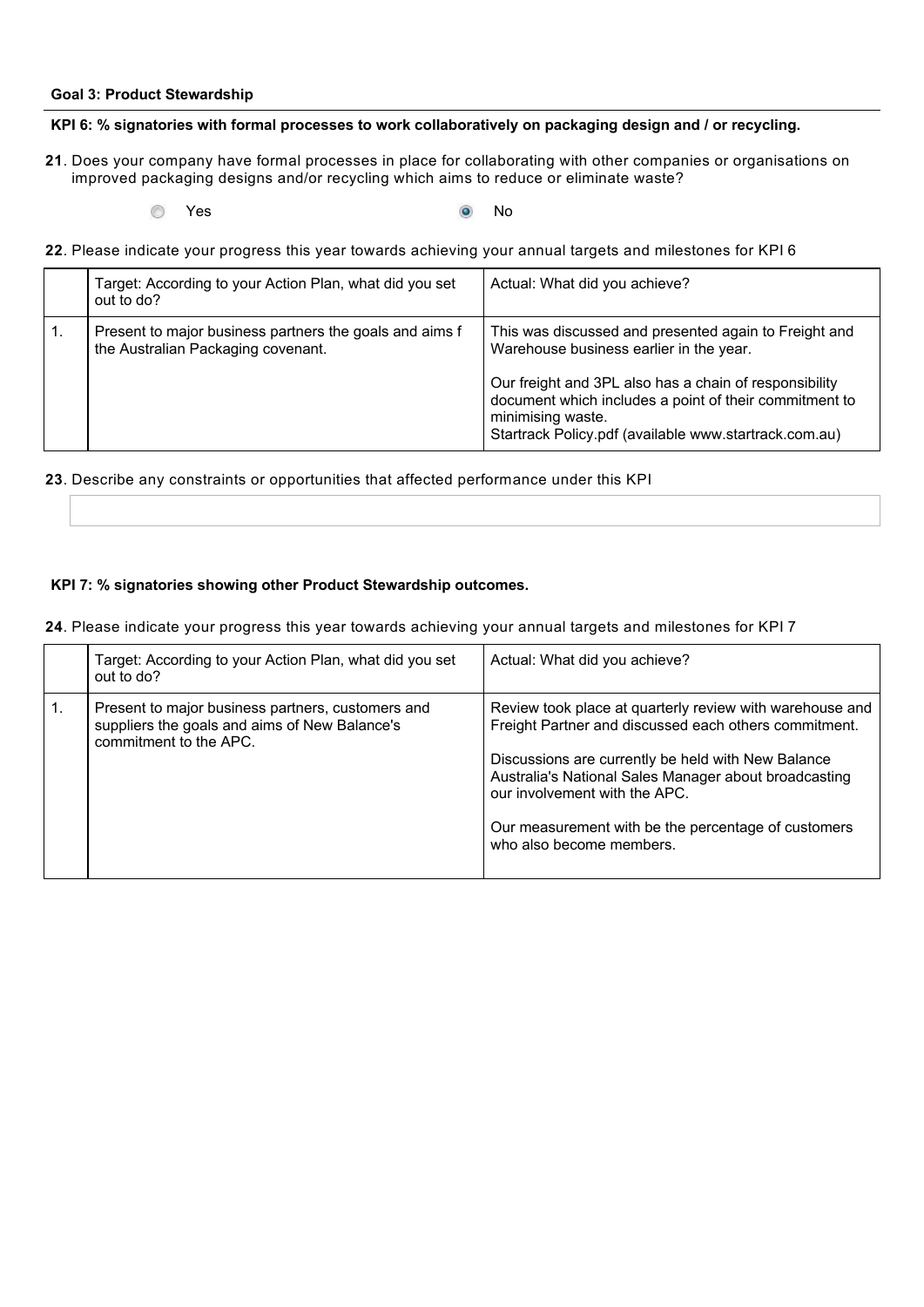**Goal 3: Product Stewardship**

**KPI 6: % signatories with formal processes to work collaboratively on packaging design and / or recycling.**

**21**. Does your company have formal processes in place for collaborating with other companies or organisations on improved packaging designs and/or recycling which aims to reduce or eliminate waste?

- ○ Yes
- ● No

**22**. Please indicate your progress this year towards achieving your annual targets and milestones for KPI 6

| | Target: According to your Action Plan, what did you set out to do? | Actual: What did you achieve? |
|---|---|---|
| 1. | Present to major business partners the goals and aims f the Australian Packaging covenant. | This was discussed and presented again to Freight and Warehouse business earlier in the year.<br><br>Our freight and 3PL also has a chain of responsibility document which includes a point of their commitment to minimising waste.<br>Startrack Policy.pdf (available www.startrack.com.au) |

**23**. Describe any constraints or opportunities that affected performance under this KPI

**KPI 7: % signatories showing other Product Stewardship outcomes.**

**24**. Please indicate your progress this year towards achieving your annual targets and milestones for KPI 7

| | Target: According to your Action Plan, what did you set out to do? | Actual: What did you achieve? |
|---|---|---|
| 1. | Present to major business partners, customers and suppliers the goals and aims of New Balance's commitment to the APC. | Review took place at quarterly review with warehouse and Freight Partner and discussed each others commitment.<br><br>Discussions are currently be held with New Balance Australia's National Sales Manager about broadcasting our involvement with the APC.<br><br>Our measurement with be the percentage of customers who also become members. |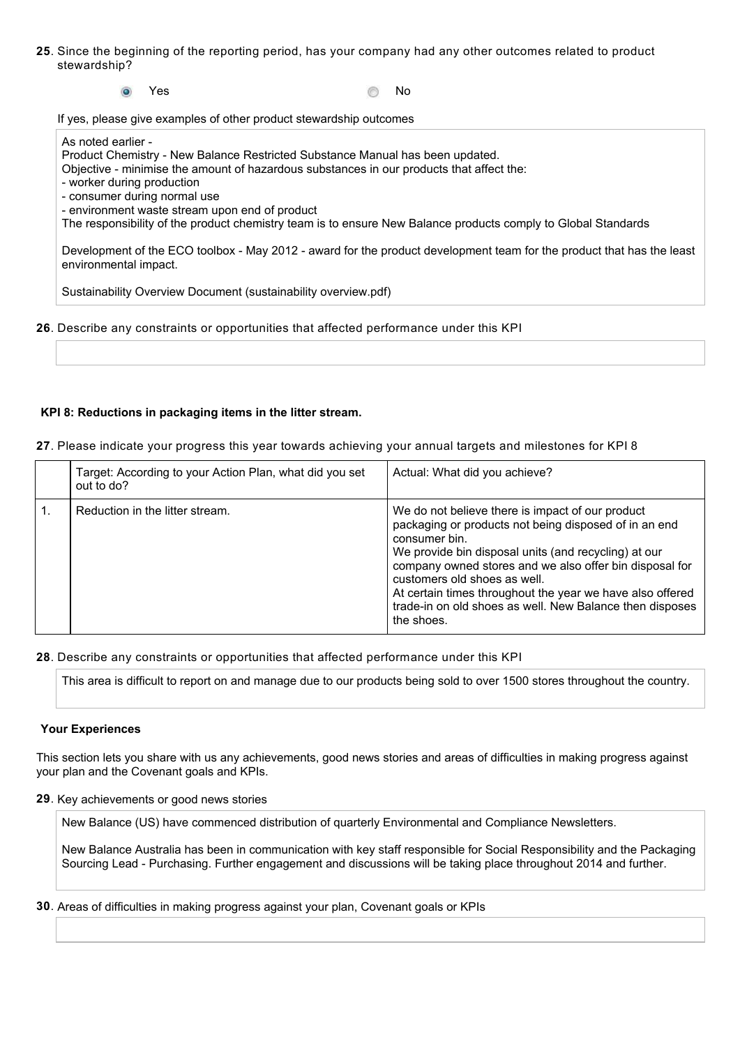**25**. Since the beginning of the reporting period, has your company had any other outcomes related to product stewardship?

(•) Yes ( ) No

If yes, please give examples of other product stewardship outcomes

As noted earlier -
Product Chemistry - New Balance Restricted Substance Manual has been updated.
Objective - minimise the amount of hazardous substances in our products that affect the:
- worker during production
- consumer during normal use
- environment waste stream upon end of product

The responsibility of the product chemistry team is to ensure New Balance products comply to Global Standards

Development of the ECO toolbox - May 2012 - award for the product development team for the product that has the least environmental impact.

Sustainability Overview Document (sustainability overview.pdf)

**26**. Describe any constraints or opportunities that affected performance under this KPI

**KPI 8: Reductions in packaging items in the litter stream.**

**27**. Please indicate your progress this year towards achieving your annual targets and milestones for KPI 8

| | Target: According to your Action Plan, what did you set out to do? | Actual: What did you achieve? |
|---|---|---|
| 1. | Reduction in the litter stream. | We do not believe there is impact of our product packaging or products not being disposed of in an end consumer bin.<br>We provide bin disposal units (and recycling) at our company owned stores and we also offer bin disposal for customers old shoes as well.<br>At certain times throughout the year we have also offered trade-in on old shoes as well. New Balance then disposes the shoes. |

**28**. Describe any constraints or opportunities that affected performance under this KPI

This area is difficult to report on and manage due to our products being sold to over 1500 stores throughout the country.

**Your Experiences**

This section lets you share with us any achievements, good news stories and areas of difficulties in making progress against your plan and the Covenant goals and KPIs.

**29**. Key achievements or good news stories

New Balance (US) have commenced distribution of quarterly Environmental and Compliance Newsletters.

New Balance Australia has been in communication with key staff responsible for Social Responsibility and the Packaging Sourcing Lead - Purchasing. Further engagement and discussions will be taking place throughout 2014 and further.

**30**. Areas of difficulties in making progress against your plan, Covenant goals or KPIs